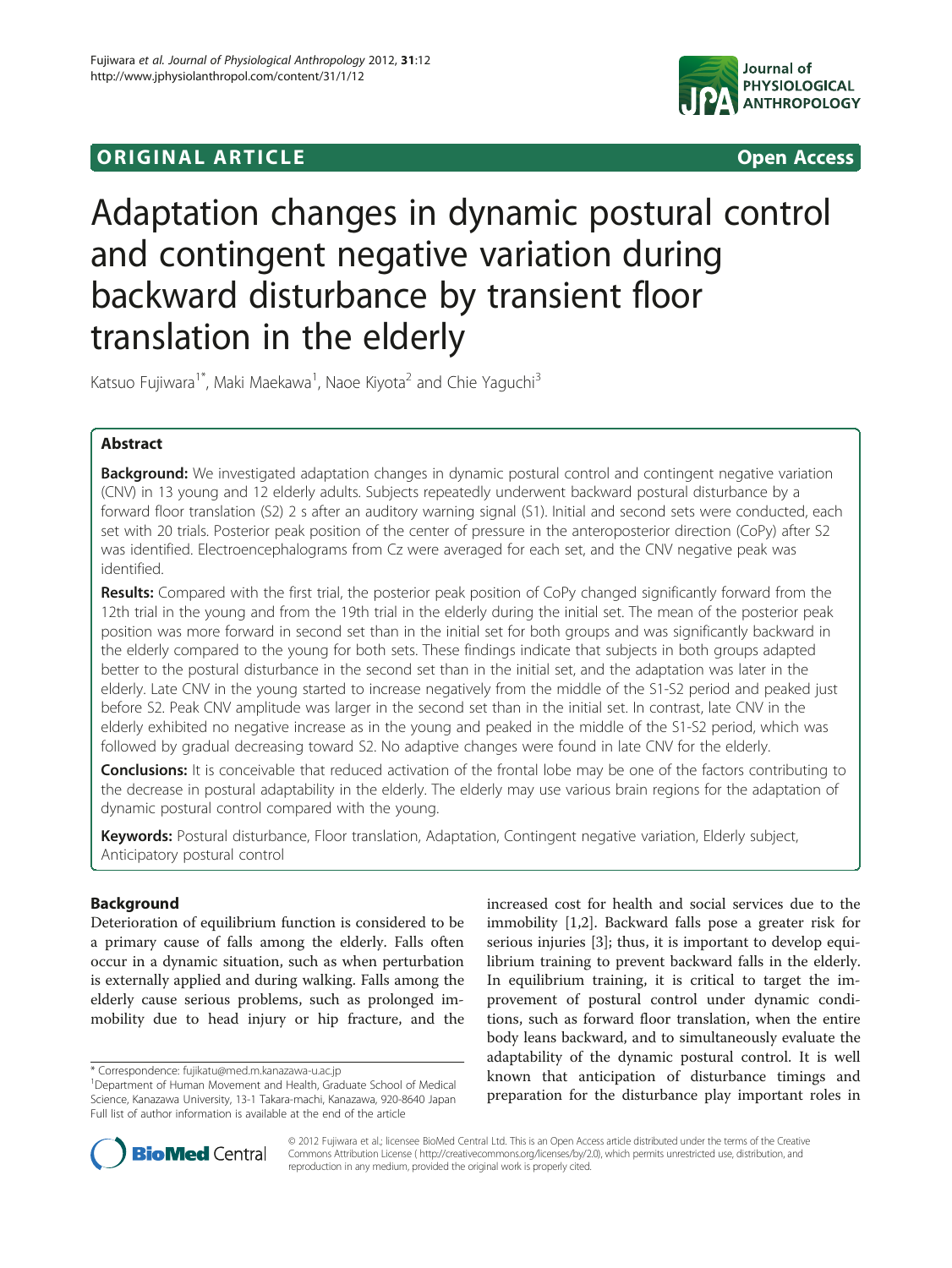ORIGINAL ARTICLE Open Access

# Adaptation changes in dynamic postural control and contingent negative variation during backward disturbance by transient floor translation in the elderly

Katsuo Fujiwara[1*], Maki Maekawa[1], Naoe Kiyota[2] and Chie Yaguchi[3]

## Abstract

**Background:** We investigated adaptation changes in dynamic postural control and contingent negative variation (CNV) in 13 young and 12 elderly adults. Subjects repeatedly underwent backward postural disturbance by a forward floor translation (S2) 2 s after an auditory warning signal (S1). Initial and second sets were conducted, each set with 20 trials. Posterior peak position of the center of pressure in the anteroposterior direction (CoPy) after S2 was identified. Electroencephalograms from Cz were averaged for each set, and the CNV negative peak was identified.

**Results:** Compared with the first trial, the posterior peak position of CoPy changed significantly forward from the 12th trial in the young and from the 19th trial in the elderly during the initial set. The mean of the posterior peak position was more forward in second set than in the initial set for both groups and was significantly backward in the elderly compared to the young for both sets. These findings indicate that subjects in both groups adapted better to the postural disturbance in the second set than in the initial set, and the adaptation was later in the elderly. Late CNV in the young started to increase negatively from the middle of the S1-S2 period and peaked just before S2. Peak CNV amplitude was larger in the second set than in the initial set. In contrast, late CNV in the elderly exhibited no negative increase as in the young and peaked in the middle of the S1-S2 period, which was followed by gradual decreasing toward S2. No adaptive changes were found in late CNV for the elderly.

**Conclusions:** It is conceivable that reduced activation of the frontal lobe may be one of the factors contributing to the decrease in postural adaptability in the elderly. The elderly may use various brain regions for the adaptation of dynamic postural control compared with the young.

**Keywords:** Postural disturbance, Floor translation, Adaptation, Contingent negative variation, Elderly subject, Anticipatory postural control

## Background

Deterioration of equilibrium function is considered to be a primary cause of falls among the elderly. Falls often occur in a dynamic situation, such as when perturbation is externally applied and during walking. Falls among the elderly cause serious problems, such as prolonged immobility due to head injury or hip fracture, and the increased cost for health and social services due to the immobility [1,2]. Backward falls pose a greater risk for serious injuries [3]; thus, it is important to develop equilibrium training to prevent backward falls in the elderly. In equilibrium training, it is critical to target the improvement of postural control under dynamic conditions, such as forward floor translation, when the entire body leans backward, and to simultaneously evaluate the adaptability of the dynamic postural control. It is well known that anticipation of disturbance timings and preparation for the disturbance play important roles in

\* Correspondence: fujikatu@med.m.kanazawa-u.ac.jp
[1]Department of Human Movement and Health, Graduate School of Medical Science, Kanazawa University, 13-1 Takara-machi, Kanazawa, 920-8640 Japan
Full list of author information is available at the end of the article

© 2012 Fujiwara et al.; licensee BioMed Central Ltd. This is an Open Access article distributed under the terms of the Creative Commons Attribution License ( http://creativecommons.org/licenses/by/2.0), which permits unrestricted use, distribution, and reproduction in any medium, provided the original work is properly cited.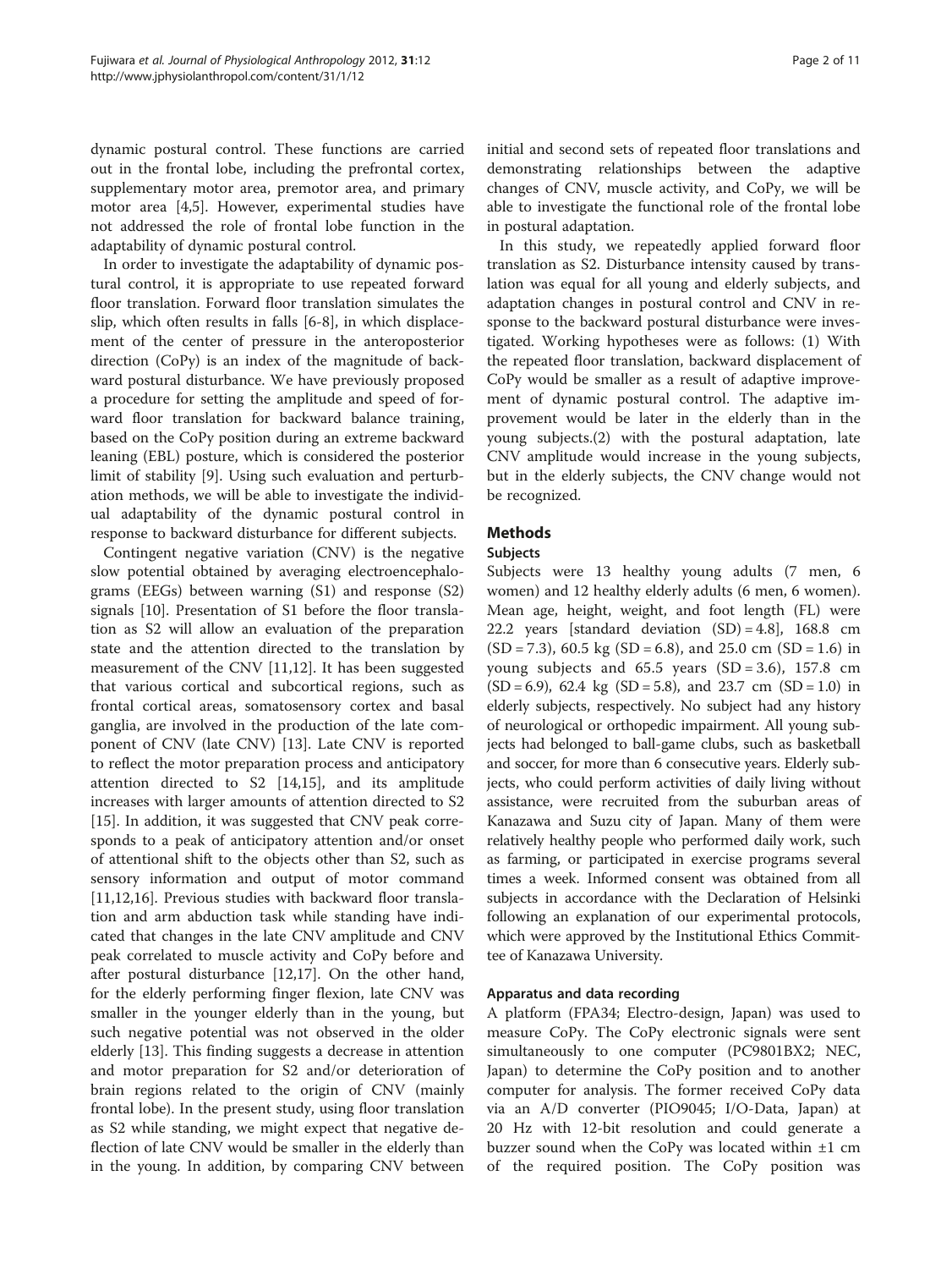dynamic postural control. These functions are carried out in the frontal lobe, including the prefrontal cortex, supplementary motor area, premotor area, and primary motor area [4,5]. However, experimental studies have not addressed the role of frontal lobe function in the adaptability of dynamic postural control.

In order to investigate the adaptability of dynamic postural control, it is appropriate to use repeated forward floor translation. Forward floor translation simulates the slip, which often results in falls [6-8], in which displacement of the center of pressure in the anteroposterior direction (CoPy) is an index of the magnitude of backward postural disturbance. We have previously proposed a procedure for setting the amplitude and speed of forward floor translation for backward balance training, based on the CoPy position during an extreme backward leaning (EBL) posture, which is considered the posterior limit of stability [9]. Using such evaluation and perturbation methods, we will be able to investigate the individual adaptability of the dynamic postural control in response to backward disturbance for different subjects.

Contingent negative variation (CNV) is the negative slow potential obtained by averaging electroencephalograms (EEGs) between warning (S1) and response (S2) signals [10]. Presentation of S1 before the floor translation as S2 will allow an evaluation of the preparation state and the attention directed to the translation by measurement of the CNV [11,12]. It has been suggested that various cortical and subcortical regions, such as frontal cortical areas, somatosensory cortex and basal ganglia, are involved in the production of the late component of CNV (late CNV) [13]. Late CNV is reported to reflect the motor preparation process and anticipatory attention directed to S2 [14,15], and its amplitude increases with larger amounts of attention directed to S2 [15]. In addition, it was suggested that CNV peak corresponds to a peak of anticipatory attention and/or onset of attentional shift to the objects other than S2, such as sensory information and output of motor command [11,12,16]. Previous studies with backward floor translation and arm abduction task while standing have indicated that changes in the late CNV amplitude and CNV peak correlated to muscle activity and CoPy before and after postural disturbance [12,17]. On the other hand, for the elderly performing finger flexion, late CNV was smaller in the younger elderly than in the young, but such negative potential was not observed in the older elderly [13]. This finding suggests a decrease in attention and motor preparation for S2 and/or deterioration of brain regions related to the origin of CNV (mainly frontal lobe). In the present study, using floor translation as S2 while standing, we might expect that negative deflection of late CNV would be smaller in the elderly than in the young. In addition, by comparing CNV between initial and second sets of repeated floor translations and demonstrating relationships between the adaptive changes of CNV, muscle activity, and CoPy, we will be able to investigate the functional role of the frontal lobe in postural adaptation.

In this study, we repeatedly applied forward floor translation as S2. Disturbance intensity caused by translation was equal for all young and elderly subjects, and adaptation changes in postural control and CNV in response to the backward postural disturbance were investigated. Working hypotheses were as follows: (1) With the repeated floor translation, backward displacement of CoPy would be smaller as a result of adaptive improvement of dynamic postural control. The adaptive improvement would be later in the elderly than in the young subjects.(2) with the postural adaptation, late CNV amplitude would increase in the young subjects, but in the elderly subjects, the CNV change would not be recognized.

## Methods

### Subjects

Subjects were 13 healthy young adults (7 men, 6 women) and 12 healthy elderly adults (6 men, 6 women). Mean age, height, weight, and foot length (FL) were 22.2 years [standard deviation (SD) = 4.8], 168.8 cm (SD = 7.3), 60.5 kg (SD = 6.8), and 25.0 cm (SD = 1.6) in young subjects and 65.5 years (SD = 3.6), 157.8 cm (SD = 6.9), 62.4 kg (SD = 5.8), and 23.7 cm (SD = 1.0) in elderly subjects, respectively. No subject had any history of neurological or orthopedic impairment. All young subjects had belonged to ball-game clubs, such as basketball and soccer, for more than 6 consecutive years. Elderly subjects, who could perform activities of daily living without assistance, were recruited from the suburban areas of Kanazawa and Suzu city of Japan. Many of them were relatively healthy people who performed daily work, such as farming, or participated in exercise programs several times a week. Informed consent was obtained from all subjects in accordance with the Declaration of Helsinki following an explanation of our experimental protocols, which were approved by the Institutional Ethics Committee of Kanazawa University.

### Apparatus and data recording

A platform (FPA34; Electro-design, Japan) was used to measure CoPy. The CoPy electronic signals were sent simultaneously to one computer (PC9801BX2; NEC, Japan) to determine the CoPy position and to another computer for analysis. The former received CoPy data via an A/D converter (PIO9045; I/O-Data, Japan) at 20 Hz with 12-bit resolution and could generate a buzzer sound when the CoPy was located within ±1 cm of the required position. The CoPy position was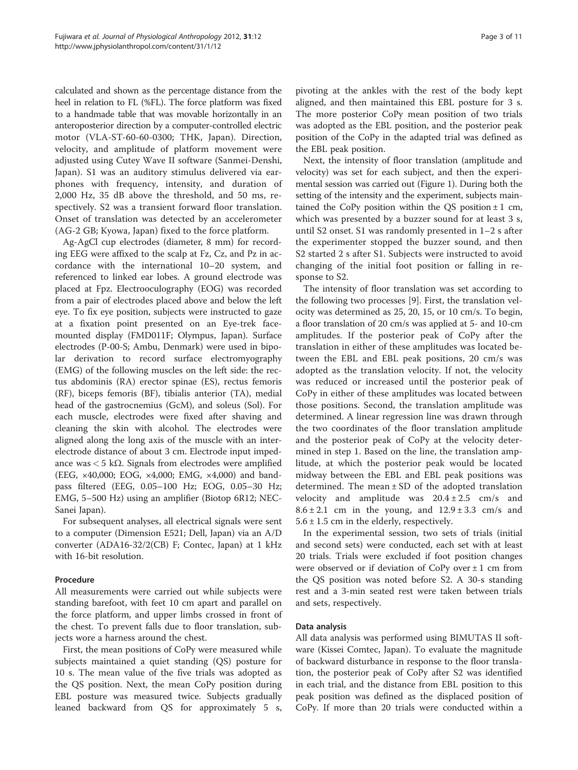calculated and shown as the percentage distance from the heel in relation to FL (%FL). The force platform was fixed to a handmade table that was movable horizontally in an anteroposterior direction by a computer-controlled electric motor (VLA-ST-60-60-0300; THK, Japan). Direction, velocity, and amplitude of platform movement were adjusted using Cutey Wave II software (Sanmei-Denshi, Japan). S1 was an auditory stimulus delivered via earphones with frequency, intensity, and duration of 2,000 Hz, 35 dB above the threshold, and 50 ms, respectively. S2 was a transient forward floor translation. Onset of translation was detected by an accelerometer (AG-2 GB; Kyowa, Japan) fixed to the force platform.

Ag-AgCl cup electrodes (diameter, 8 mm) for recording EEG were affixed to the scalp at Fz, Cz, and Pz in accordance with the international 10–20 system, and referenced to linked ear lobes. A ground electrode was placed at Fpz. Electrooculography (EOG) was recorded from a pair of electrodes placed above and below the left eye. To fix eye position, subjects were instructed to gaze at a fixation point presented on an Eye-trek face-mounted display (FMD011F; Olympus, Japan). Surface electrodes (P-00-S; Ambu, Denmark) were used in bipolar derivation to record surface electromyography (EMG) of the following muscles on the left side: the rectus abdominis (RA) erector spinae (ES), rectus femoris (RF), biceps femoris (BF), tibialis anterior (TA), medial head of the gastrocnemius (GcM), and soleus (Sol). For each muscle, electrodes were fixed after shaving and cleaning the skin with alcohol. The electrodes were aligned along the long axis of the muscle with an inter-electrode distance of about 3 cm. Electrode input impedance was < 5 kΩ. Signals from electrodes were amplified (EEG, ×40,000; EOG, ×4,000; EMG, ×4,000) and band-pass filtered (EEG, 0.05–100 Hz; EOG, 0.05–30 Hz; EMG, 5–500 Hz) using an amplifier (Biotop 6R12; NEC-Sanei Japan).

For subsequent analyses, all electrical signals were sent to a computer (Dimension E521; Dell, Japan) via an A/D converter (ADA16-32/2(CB) F; Contec, Japan) at 1 kHz with 16-bit resolution.

### Procedure

All measurements were carried out while subjects were standing barefoot, with feet 10 cm apart and parallel on the force platform, and upper limbs crossed in front of the chest. To prevent falls due to floor translation, subjects wore a harness around the chest.

First, the mean positions of CoPy were measured while subjects maintained a quiet standing (QS) posture for 10 s. The mean value of the five trials was adopted as the QS position. Next, the mean CoPy position during EBL posture was measured twice. Subjects gradually leaned backward from QS for approximately 5 s, pivoting at the ankles with the rest of the body kept aligned, and then maintained this EBL posture for 3 s. The more posterior CoPy mean position of two trials was adopted as the EBL position, and the posterior peak position of the CoPy in the adapted trial was defined as the EBL peak position.

Next, the intensity of floor translation (amplitude and velocity) was set for each subject, and then the experimental session was carried out (Figure 1). During both the setting of the intensity and the experiment, subjects maintained the CoPy position within the QS position ± 1 cm, which was presented by a buzzer sound for at least 3 s, until S2 onset. S1 was randomly presented in 1–2 s after the experimenter stopped the buzzer sound, and then S2 started 2 s after S1. Subjects were instructed to avoid changing of the initial foot position or falling in response to S2.

The intensity of floor translation was set according to the following two processes [9]. First, the translation velocity was determined as 25, 20, 15, or 10 cm/s. To begin, a floor translation of 20 cm/s was applied at 5- and 10-cm amplitudes. If the posterior peak of CoPy after the translation in either of these amplitudes was located between the EBL and EBL peak positions, 20 cm/s was adopted as the translation velocity. If not, the velocity was reduced or increased until the posterior peak of CoPy in either of these amplitudes was located between those positions. Second, the translation amplitude was determined. A linear regression line was drawn through the two coordinates of the floor translation amplitude and the posterior peak of CoPy at the velocity determined in step 1. Based on the line, the translation amplitude, at which the posterior peak would be located midway between the EBL and EBL peak positions was determined. The mean ± SD of the adopted translation velocity and amplitude was 20.4 ± 2.5 cm/s and 8.6 ± 2.1 cm in the young, and 12.9 ± 3.3 cm/s and 5.6 ± 1.5 cm in the elderly, respectively.

In the experimental session, two sets of trials (initial and second sets) were conducted, each set with at least 20 trials. Trials were excluded if foot position changes were observed or if deviation of CoPy over ± 1 cm from the QS position was noted before S2. A 30-s standing rest and a 3-min seated rest were taken between trials and sets, respectively.

### Data analysis

All data analysis was performed using BIMUTAS II software (Kissei Comtec, Japan). To evaluate the magnitude of backward disturbance in response to the floor translation, the posterior peak of CoPy after S2 was identified in each trial, and the distance from EBL position to this peak position was defined as the displaced position of CoPy. If more than 20 trials were conducted within a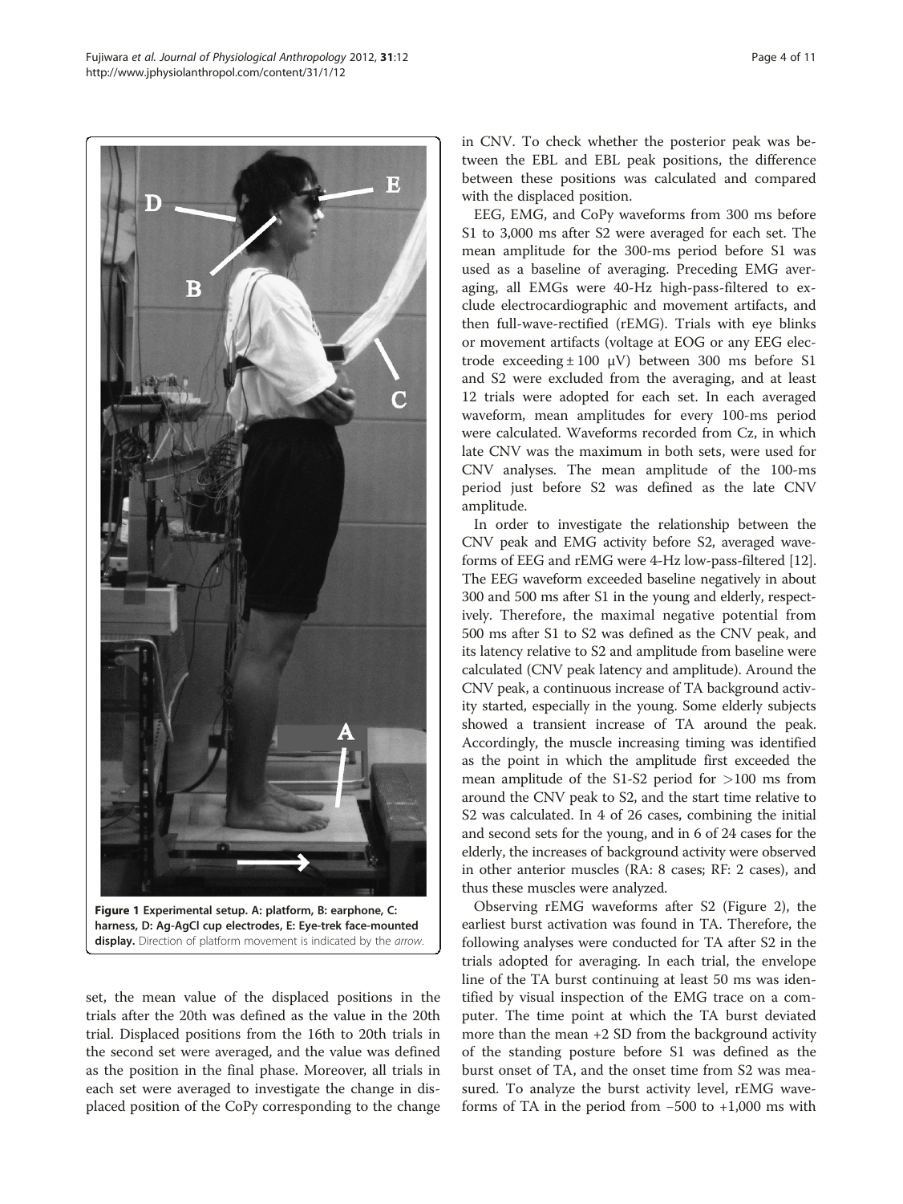set, the mean value of the displaced positions in the trials after the 20th was defined as the value in the 20th trial. Displaced positions from the 16th to 20th trials in the second set were averaged, and the value was defined as the position in the final phase. Moreover, all trials in each set were averaged to investigate the change in displaced position of the CoPy corresponding to the change in CNV. To check whether the posterior peak was between the EBL and EBL peak positions, the difference between these positions was calculated and compared with the displaced position.

**Figure 1 Experimental setup. A: platform, B: earphone, C: harness, D: Ag-AgCl cup electrodes, E: Eye-trek face-mounted display.** Direction of platform movement is indicated by the *arrow*.

EEG, EMG, and CoPy waveforms from 300 ms before S1 to 3,000 ms after S2 were averaged for each set. The mean amplitude for the 300-ms period before S1 was used as a baseline of averaging. Preceding EMG averaging, all EMGs were 40-Hz high-pass-filtered to exclude electrocardiographic and movement artifacts, and then full-wave-rectified (rEMG). Trials with eye blinks or movement artifacts (voltage at EOG or any EEG electrode exceeding ± 100 μV) between 300 ms before S1 and S2 were excluded from the averaging, and at least 12 trials were adopted for each set. In each averaged waveform, mean amplitudes for every 100-ms period were calculated. Waveforms recorded from Cz, in which late CNV was the maximum in both sets, were used for CNV analyses. The mean amplitude of the 100-ms period just before S2 was defined as the late CNV amplitude.

In order to investigate the relationship between the CNV peak and EMG activity before S2, averaged waveforms of EEG and rEMG were 4-Hz low-pass-filtered [12]. The EEG waveform exceeded baseline negatively in about 300 and 500 ms after S1 in the young and elderly, respectively. Therefore, the maximal negative potential from 500 ms after S1 to S2 was defined as the CNV peak, and its latency relative to S2 and amplitude from baseline were calculated (CNV peak latency and amplitude). Around the CNV peak, a continuous increase of TA background activity started, especially in the young. Some elderly subjects showed a transient increase of TA around the peak. Accordingly, the muscle increasing timing was identified as the point in which the amplitude first exceeded the mean amplitude of the S1-S2 period for >100 ms from around the CNV peak to S2, and the start time relative to S2 was calculated. In 4 of 26 cases, combining the initial and second sets for the young, and in 6 of 24 cases for the elderly, the increases of background activity were observed in other anterior muscles (RA: 8 cases; RF: 2 cases), and thus these muscles were analyzed.

Observing rEMG waveforms after S2 (Figure 2), the earliest burst activation was found in TA. Therefore, the following analyses were conducted for TA after S2 in the trials adopted for averaging. In each trial, the envelope line of the TA burst continuing at least 50 ms was identified by visual inspection of the EMG trace on a computer. The time point at which the TA burst deviated more than the mean +2 SD from the background activity of the standing posture before S1 was defined as the burst onset of TA, and the onset time from S2 was measured. To analyze the burst activity level, rEMG waveforms of TA in the period from −500 to +1,000 ms with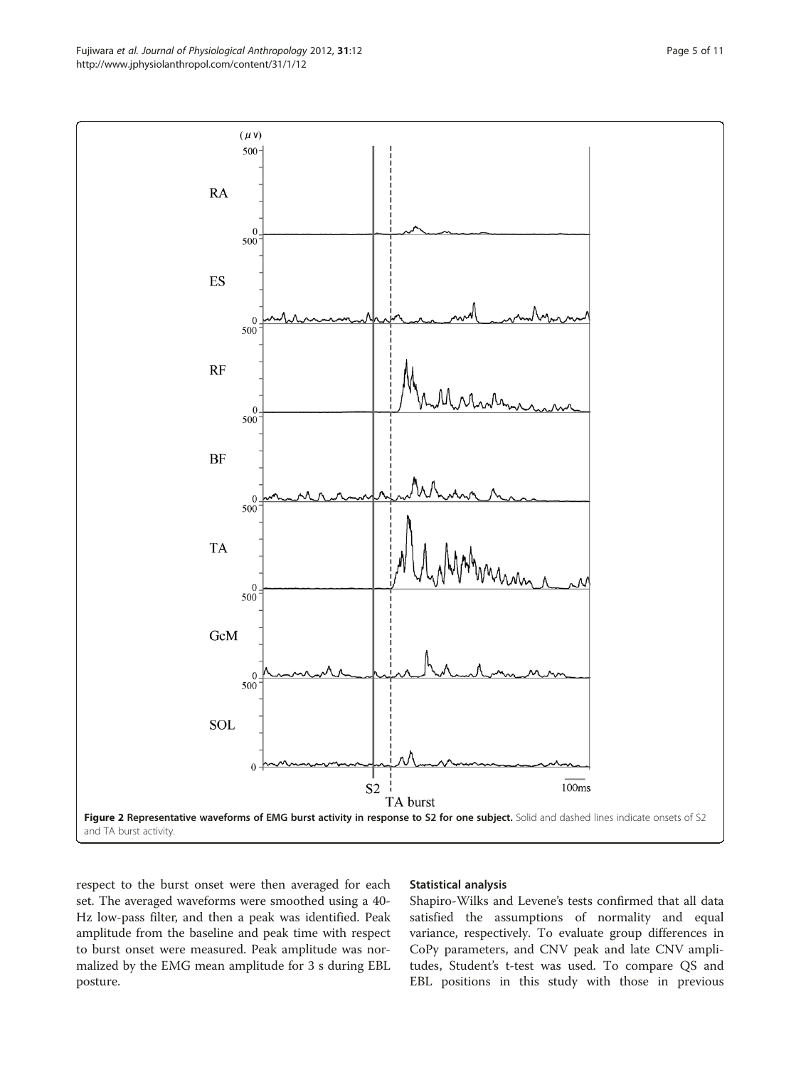(μV)
500
RA
0
500
ES
0
500
RF
0
500
BF
0
500
TA
0
500
GcM
0
500
SOL
0
S2
TA burst
100ms

**Figure 2 Representative waveforms of EMG burst activity in response to S2 for one subject.** Solid and dashed lines indicate onsets of S2 and TA burst activity.

respect to the burst onset were then averaged for each set. The averaged waveforms were smoothed using a 40-Hz low-pass filter, and then a peak was identified. Peak amplitude from the baseline and peak time with respect to burst onset were measured. Peak amplitude was normalized by the EMG mean amplitude for 3 s during EBL posture.

### Statistical analysis

Shapiro-Wilks and Levene's tests confirmed that all data satisfied the assumptions of normality and equal variance, respectively. To evaluate group differences in CoPy parameters, and CNV peak and late CNV amplitudes, Student's t-test was used. To compare QS and EBL positions in this study with those in previous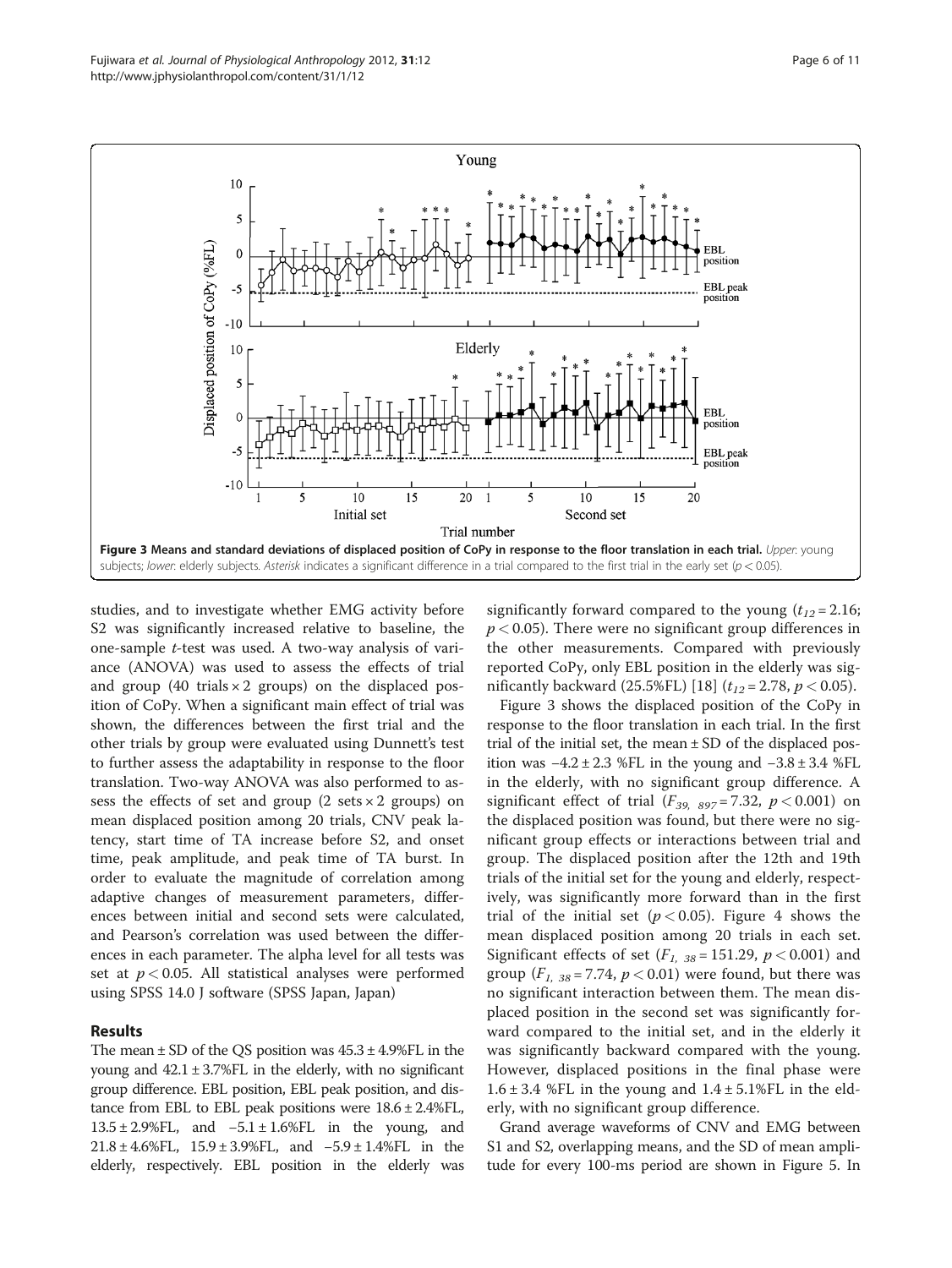Young

10

5

0

-5

-10

EBL position

EBL peak position

Elderly

10

5

0

-5

-10

EBL position

EBL peak position

Displaced position of CoPy (%FL)

1 5 10 15 20 1 5 10 15 20

Initial set

Second set

Trial number

**Figure 3 Means and standard deviations of displaced position of CoPy in response to the floor translation in each trial.** *Upper*: young subjects; *lower*: elderly subjects. *Asterisk* indicates a significant difference in a trial compared to the first trial in the early set ($p < 0.05$).

studies, and to investigate whether EMG activity before S2 was significantly increased relative to baseline, the one-sample *t*-test was used. A two-way analysis of variance (ANOVA) was used to assess the effects of trial and group (40 trials × 2 groups) on the displaced position of CoPy. When a significant main effect of trial was shown, the differences between the first trial and the other trials by group were evaluated using Dunnett's test to further assess the adaptability in response to the floor translation. Two-way ANOVA was also performed to assess the effects of set and group (2 sets × 2 groups) on mean displaced position among 20 trials, CNV peak latency, start time of TA increase before S2, and onset time, peak amplitude, and peak time of TA burst. In order to evaluate the magnitude of correlation among adaptive changes of measurement parameters, differences between initial and second sets were calculated, and Pearson's correlation was used between the differences in each parameter. The alpha level for all tests was set at $p < 0.05$. All statistical analyses were performed using SPSS 14.0 J software (SPSS Japan, Japan)

## Results

The mean ± SD of the QS position was 45.3 ± 4.9%FL in the young and 42.1 ± 3.7%FL in the elderly, with no significant group difference. EBL position, EBL peak position, and distance from EBL to EBL peak positions were 18.6 ± 2.4%FL, 13.5 ± 2.9%FL, and −5.1 ± 1.6%FL in the young, and 21.8 ± 4.6%FL, 15.9 ± 3.9%FL, and −5.9 ± 1.4%FL in the elderly, respectively. EBL position in the elderly was significantly forward compared to the young ($t_{12} = 2.16$; $p < 0.05$). There were no significant group differences in the other measurements. Compared with previously reported CoPy, only EBL position in the elderly was significantly backward (25.5%FL) [18] ($t_{12} = 2.78$, $p < 0.05$).

Figure 3 shows the displaced position of the CoPy in response to the floor translation in each trial. In the first trial of the initial set, the mean ± SD of the displaced position was −4.2 ± 2.3 %FL in the young and −3.8 ± 3.4 %FL in the elderly, with no significant group difference. A significant effect of trial ($F_{39,\ 897} = 7.32$, $p < 0.001$) on the displaced position was found, but there were no significant group effects or interactions between trial and group. The displaced position after the 12th and 19th trials of the initial set for the young and elderly, respectively, was significantly more forward than in the first trial of the initial set ($p < 0.05$). Figure 4 shows the mean displaced position among 20 trials in each set. Significant effects of set ($F_{1,\ 38} = 151.29$, $p < 0.001$) and group ($F_{1,\ 38} = 7.74$, $p < 0.01$) were found, but there was no significant interaction between them. The mean displaced position in the second set was significantly forward compared to the initial set, and in the elderly it was significantly backward compared with the young. However, displaced positions in the final phase were 1.6 ± 3.4 %FL in the young and 1.4 ± 5.1%FL in the elderly, with no significant group difference.

Grand average waveforms of CNV and EMG between S1 and S2, overlapping means, and the SD of mean amplitude for every 100-ms period are shown in Figure 5. In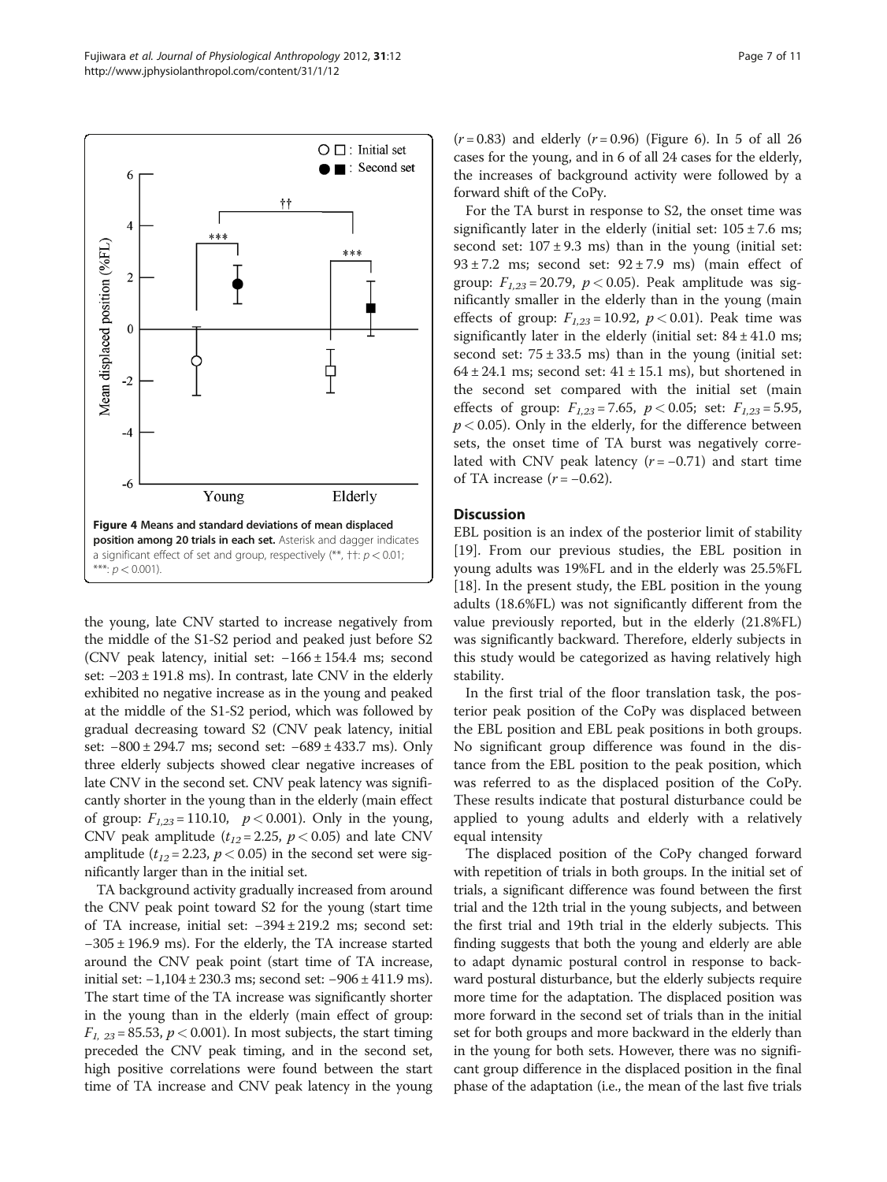○ □ : Initial set
● ■ : Second set

Mean displaced position (%FL)

6
4
2
0
-2
-4
-6

††
***
***

Young
Elderly

**Figure 4 Means and standard deviations of mean displaced position among 20 trials in each set.** Asterisk and dagger indicates a significant effect of set and group, respectively (**, ††: $p < 0.01$; ***: $p < 0.001$).

the young, late CNV started to increase negatively from the middle of the S1-S2 period and peaked just before S2 (CNV peak latency, initial set: −166 ± 154.4 ms; second set: −203 ± 191.8 ms). In contrast, late CNV in the elderly exhibited no negative increase as in the young and peaked at the middle of the S1-S2 period, which was followed by gradual decreasing toward S2 (CNV peak latency, initial set: −800 ± 294.7 ms; second set: −689 ± 433.7 ms). Only three elderly subjects showed clear negative increases of late CNV in the second set. CNV peak latency was significantly shorter in the young than in the elderly (main effect of group: $F_{1,23} = 110.10$, $p < 0.001$). Only in the young, CNV peak amplitude ($t_{12} = 2.25$, $p < 0.05$) and late CNV amplitude ($t_{12} = 2.23$, $p < 0.05$) in the second set were significantly larger than in the initial set.

TA background activity gradually increased from around the CNV peak point toward S2 for the young (start time of TA increase, initial set: −394 ± 219.2 ms; second set: −305 ± 196.9 ms). For the elderly, the TA increase started around the CNV peak point (start time of TA increase, initial set: −1,104 ± 230.3 ms; second set: −906 ± 411.9 ms). The start time of the TA increase was significantly shorter in the young than in the elderly (main effect of group: $F_{1,23} = 85.53$, $p < 0.001$). In most subjects, the start timing preceded the CNV peak timing, and in the second set, high positive correlations were found between the start time of TA increase and CNV peak latency in the young ($r = 0.83$) and elderly ($r = 0.96$) (Figure 6). In 5 of all 26 cases for the young, and in 6 of all 24 cases for the elderly, the increases of background activity were followed by a forward shift of the CoPy.

For the TA burst in response to S2, the onset time was significantly later in the elderly (initial set: 105 ± 7.6 ms; second set: 107 ± 9.3 ms) than in the young (initial set: 93 ± 7.2 ms; second set: 92 ± 7.9 ms) (main effect of group: $F_{1,23} = 20.79$, $p < 0.05$). Peak amplitude was significantly smaller in the elderly than in the young (main effects of group: $F_{1,23} = 10.92$, $p < 0.01$). Peak time was significantly later in the elderly (initial set: 84 ± 41.0 ms; second set: 75 ± 33.5 ms) than in the young (initial set: 64 ± 24.1 ms; second set: 41 ± 15.1 ms), but shortened in the second set compared with the initial set (main effects of group: $F_{1,23} = 7.65$, $p < 0.05$; set: $F_{1,23} = 5.95$, $p < 0.05$). Only in the elderly, for the difference between sets, the onset time of TA burst was negatively correlated with CNV peak latency ($r = -0.71$) and start time of TA increase ($r = -0.62$).

## Discussion

EBL position is an index of the posterior limit of stability [19]. From our previous studies, the EBL position in young adults was 19%FL and in the elderly was 25.5%FL [18]. In the present study, the EBL position in the young adults (18.6%FL) was not significantly different from the value previously reported, but in the elderly (21.8%FL) was significantly backward. Therefore, elderly subjects in this study would be categorized as having relatively high stability.

In the first trial of the floor translation task, the posterior peak position of the CoPy was displaced between the EBL position and EBL peak positions in both groups. No significant group difference was found in the distance from the EBL position to the peak position, which was referred to as the displaced position of the CoPy. These results indicate that postural disturbance could be applied to young adults and elderly with a relatively equal intensity

The displaced position of the CoPy changed forward with repetition of trials in both groups. In the initial set of trials, a significant difference was found between the first trial and the 12th trial in the young subjects, and between the first trial and 19th trial in the elderly subjects. This finding suggests that both the young and elderly are able to adapt dynamic postural control in response to backward postural disturbance, but the elderly subjects require more time for the adaptation. The displaced position was more forward in the second set of trials than in the initial set for both groups and more backward in the elderly than in the young for both sets. However, there was no significant group difference in the displaced position in the final phase of the adaptation (i.e., the mean of the last five trials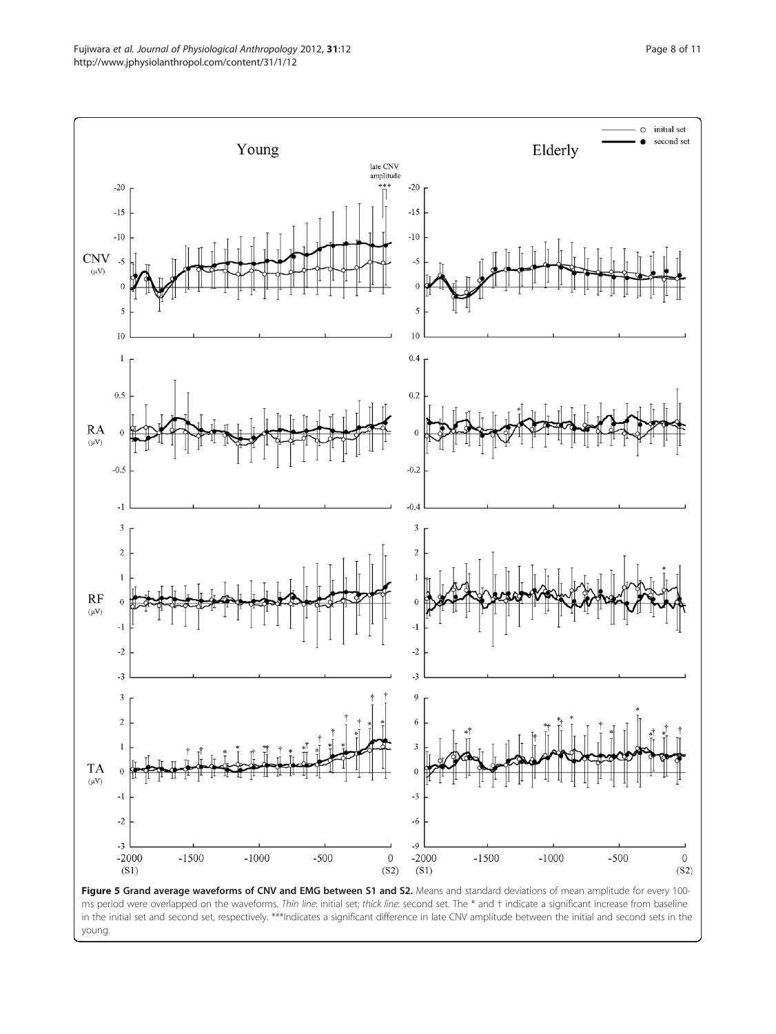**Figure 5 Grand average waveforms of CNV and EMG between S1 and S2.** Means and standard deviations of mean amplitude for every 100-ms period were overlapped on the waveforms. *Thin line*: initial set; *thick line*: second set. The * and † indicate a significant increase from baseline in the initial set and second set, respectively. ***Indicates a significant difference in late CNV amplitude between the initial and second sets in the young.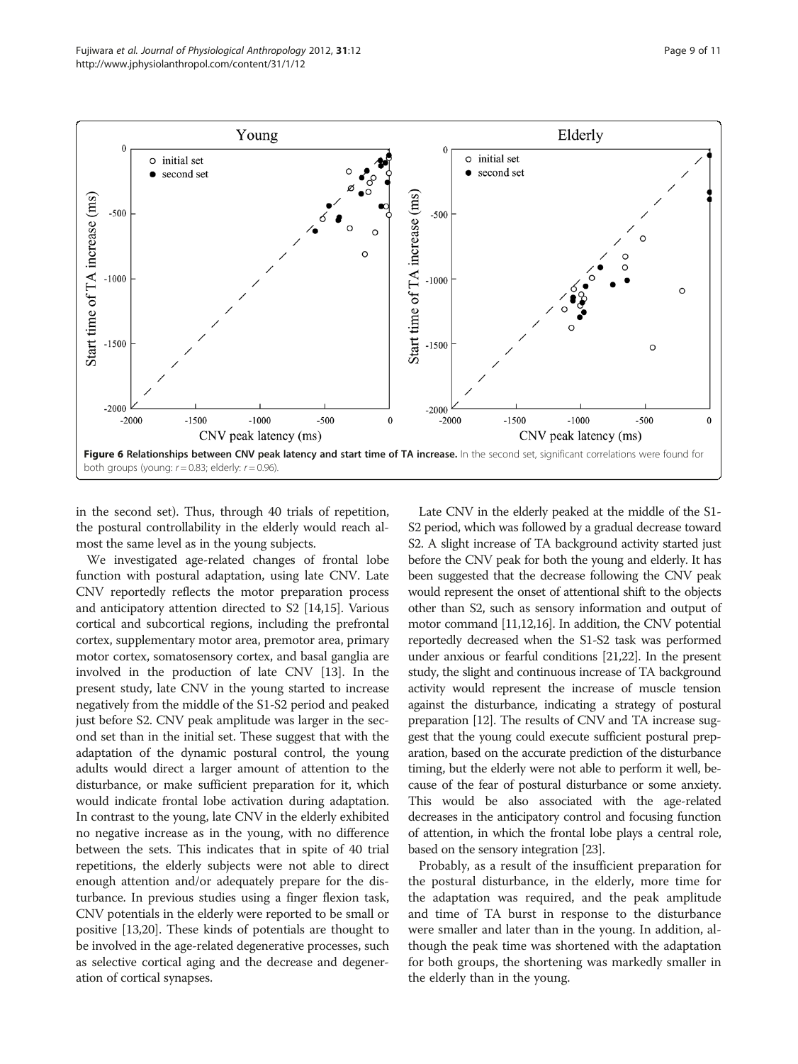Young

Start time of TA increase (ms)

0

-500

-1000

-1500

-2000

○ initial set

● second set

-2000 -1500 -1000 -500 0

CNV peak latency (ms)

Elderly

Start time of TA increase (ms)

0

-500

-1000

-1500

-2000

○ initial set

● second set

-2000 -1500 -1000 -500 0

CNV peak latency (ms)

**Figure 6 Relationships between CNV peak latency and start time of TA increase.** In the second set, significant correlations were found for both groups (young: $r = 0.83$; elderly: $r = 0.96$).

in the second set). Thus, through 40 trials of repetition, the postural controllability in the elderly would reach almost the same level as in the young subjects.

We investigated age-related changes of frontal lobe function with postural adaptation, using late CNV. Late CNV reportedly reflects the motor preparation process and anticipatory attention directed to S2 [14,15]. Various cortical and subcortical regions, including the prefrontal cortex, supplementary motor area, premotor area, primary motor cortex, somatosensory cortex, and basal ganglia are involved in the production of late CNV [13]. In the present study, late CNV in the young started to increase negatively from the middle of the S1-S2 period and peaked just before S2. CNV peak amplitude was larger in the second set than in the initial set. These suggest that with the adaptation of the dynamic postural control, the young adults would direct a larger amount of attention to the disturbance, or make sufficient preparation for it, which would indicate frontal lobe activation during adaptation. In contrast to the young, late CNV in the elderly exhibited no negative increase as in the young, with no difference between the sets. This indicates that in spite of 40 trial repetitions, the elderly subjects were not able to direct enough attention and/or adequately prepare for the disturbance. In previous studies using a finger flexion task, CNV potentials in the elderly were reported to be small or positive [13,20]. These kinds of potentials are thought to be involved in the age-related degenerative processes, such as selective cortical aging and the decrease and degeneration of cortical synapses.

Late CNV in the elderly peaked at the middle of the S1-S2 period, which was followed by a gradual decrease toward S2. A slight increase of TA background activity started just before the CNV peak for both the young and elderly. It has been suggested that the decrease following the CNV peak would represent the onset of attentional shift to the objects other than S2, such as sensory information and output of motor command [11,12,16]. In addition, the CNV potential reportedly decreased when the S1-S2 task was performed under anxious or fearful conditions [21,22]. In the present study, the slight and continuous increase of TA background activity would represent the increase of muscle tension against the disturbance, indicating a strategy of postural preparation [12]. The results of CNV and TA increase suggest that the young could execute sufficient postural preparation, based on the accurate prediction of the disturbance timing, but the elderly were not able to perform it well, because of the fear of postural disturbance or some anxiety. This would be also associated with the age-related decreases in the anticipatory control and focusing function of attention, in which the frontal lobe plays a central role, based on the sensory integration [23].

Probably, as a result of the insufficient preparation for the postural disturbance, in the elderly, more time for the adaptation was required, and the peak amplitude and time of TA burst in response to the disturbance were smaller and later than in the young. In addition, although the peak time was shortened with the adaptation for both groups, the shortening was markedly smaller in the elderly than in the young.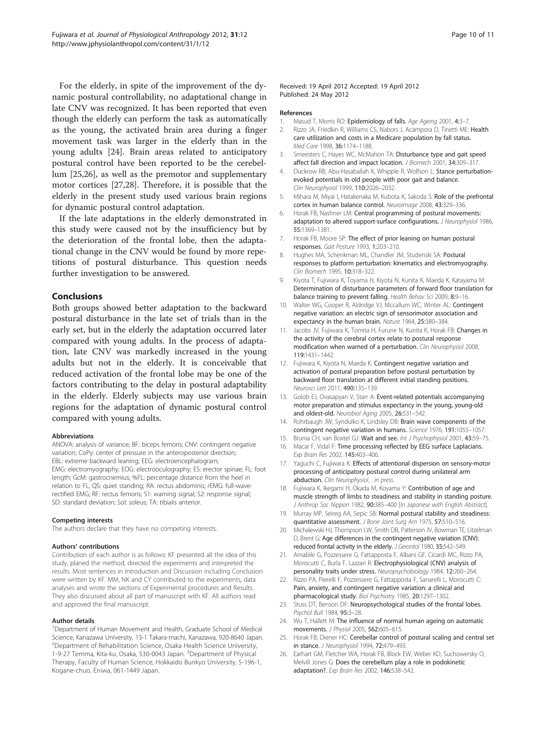For the elderly, in spite of the improvement of the dynamic postural controllability, no adaptational change in late CNV was recognized. It has been reported that even though the elderly can perform the task as automatically as the young, the activated brain area during a finger movement task was larger in the elderly than in the young adults [24]. Brain areas related to anticipatory postural control have been reported to be the cerebellum [25,26], as well as the premotor and supplementary motor cortices [27,28]. Therefore, it is possible that the elderly in the present study used various brain regions for dynamic postural control adaptation.

If the late adaptations in the elderly demonstrated in this study were caused not by the insufficiency but by the deterioration of the frontal lobe, then the adaptational change in the CNV would be found by more repetitions of postural disturbance. This question needs further investigation to be answered.

## Conclusions

Both groups showed better adaptation to the backward postural disturbance in the late set of trials than in the early set, but in the elderly the adaptation occurred later compared with young adults. In the process of adaptation, late CNV was markedly increased in the young adults but not in the elderly. It is conceivable that reduced activation of the frontal lobe may be one of the factors contributing to the delay in postural adaptability in the elderly. Elderly subjects may use various brain regions for the adaptation of dynamic postural control compared with young adults.

#### Abbreviations

ANOVA: analysis of variance; BF: biceps femoris; CNV: contingent negative variation; CoPy: center of pressure in the anteroposterior direction; EBL: extreme backward leaning; EEG: electroencephalogram; EMG: electromyography; EOG: electrooculography; ES: erector spinae; FL: foot length; GcM: gastrocnemius; %FL: percentage distance from the heel in relation to FL; QS: quiet standing; RA: rectus abdominis; rEMG: full-wave-rectified EMG; RF: rectus femoris; S1: warning signal; S2: response signal; SD: standard deviation; Sol: soleus; TA: tibialis anterior.

#### Competing interests

The authors declare that they have no competing interests.

#### Authors' contributions

Contribution of each author is as follows: KF presented all the idea of this study, planed the method, directed the experiments and interpreted the results. Most sentences in Introduction and Discussion including Conclusion were written by KF. MM, NK and CY contributed to the experiments, data analyses and wrote the sections of Experimental procedures and Results. They also discussed about all part of manuscript with KF. All authors read and approved the final manuscript.

#### Author details

[1]Department of Human Movement and Health, Graduate School of Medical Science, Kanazawa University, 13-1 Takara-machi, Kanazawa, 920-8640 Japan. [2]Department of Rehabilitation Science, Osaka Health Science University, 1-9-27 Temma, Kita-ku, Osaka, 530-0043 Japan. [3]Department of Physical Therapy, Faculty of Human Science, Hokkaido Bunkyo University, 5-196-1, Kogane-chuo, Eniwa, 061-1449 Japan.

Received: 19 April 2012 Accepted: 19 April 2012
Published: 24 May 2012

#### References

1. Masud T, Morris RO: **Epidemiology of falls.** *Age Ageing* 2001, **4:**3–7.
2. Rizzo JA, Friedkin R, Williams CS, Nabors J, Acampora D, Tinetti ME: **Health care utilization and costs in a Medicare population by fall status.** *Med Care* 1998, **36:**1174–1188.
3. Smeesters C, Hayes WC, McMahon TA: **Disturbance type and gait speed affect fall direction and impact location.** *J Biomech* 2001, **34:**309–317.
4. Duckrow RB, Abu-Hasaballah K, Whipple R, Wolfson L: **Stance perturbation-evoked potentials in old people with poor gait and balance.** *Clin Neurophysiol* 1999, **110:**2026–2032.
5. Mihara M, Miyai I, Hatakenaka M, Kubota K, Sakoda S: **Role of the prefrontal cortex in human balance control.** *Neuroimage* 2008, **43:**329–336.
6. Horak FB, Nashner LM: **Central programming of postural movements: adaptation to altered support-surface configurations.** *J Neurophysiol* 1986, **55:**1369–1381.
7. Horak FB, Moore SP: **The effect of prior leaning on human postural responses.** *Gait Posture* 1993, **1:**203–210.
8. Hughes MA, Schenkman ML, Chandler JM, Studenski SA: **Postural responses to platform perturbation: kinematics and electromyography.** *Clin Biomech* 1995, **10:**318–322.
9. Kiyota T, Fujiwara K, Toyama H, Kiyota N, Kunita K, Maeda K, Katayama M: **Determination of disturbance parameters of forward floor translation for balance training to prevent falling.** *Health Behav Sci* 2009, **8:**9–16.
10. Walter WG, Cooper R, Aldridge VJ, Mccallum WC, Winter AL: **Contingent negative variation: an electric sign of sensorimotor association and expectancy in the human brain.** *Nature* 1964, **25:**380–384.
11. Jacobs JV, Fujiwara K, Tomita H, Furune N, Kunita K, Horak FB: **Changes in the activity of the cerebral cortex relate to postural response modification when warned of a perturbation.** *Clin Neurophysiol* 2008, **119:**1431–1442.
12. Fujiwara K, Kiyota N, Maeda K: **Contingent negative variation and activation of postural preparation before postural perturbation by backward floor translation at different initial standing positions.** *Neurosci Lett* 2011, **490:**135–139.
13. Golob EJ, Ovasapyan V, Starr A: **Event-related potentials accompanying motor preparation and stimulus expectancy in the young, young-old and oldest-old.** *Neurobiol Aging* 2005, **26:**531–542.
14. Rohrbaugh JW, Syndulko K, Lindsley DB: **Brain wave components of the contingent negative variation in humans.** *Science* 1976, **191:**1055–1057.
15. Brunia CH, van Boxtel GJ: **Wait and see.** *Int J Psychophysiol* 2001, **43:**59–75.
16. Macar F, Vidal F: **Time processing reflected by EEG surface Laplacians.** *Exp Brain Res* 2002, **145:**403–406.
17. Yaguchi C, Fujiwara K: **Effects of attentional dispersion on sensory-motor processing of anticipatory postural control during unilateral arm abduction.** *Clin Neurophysiol*, . in press.
18. Fujiwara K, Ikegami H, Okada M, Koyama Y: **Contribution of age and muscle strength of limbs to steadiness and stability in standing posture.** *J Anthrop Soc Nippon* 1982, **90:**385–400 [*In Japanese with English Abstract*].
19. Murray MP, Seireg AA, Sepic SB: **Normal postural stability and steadiness: quantitative assessment.** *J Bone Joint Surg Am* 1975, **57:**510–516.
20. Michalewski HJ, Thompson LW, Smith DB, Patterson JV, Bowman TE, Litzelman D, Brent G: **Age differences in the contingent negative variation (CNV): reduced frontal activity in the elderly.** *J Gerontol* 1980, **35:**542–549.
21. Amabile G, Pozzessere G, Fattapposta F, Albani GF, Cicardi MC, Rizzo PA, Morocutti C, Burla F, Lazzari R: **Electrophysiological (CNV) analysis of personality traits under stress.** *Neuropsychobiology* 1984, **12:**260–264.
22. Rizzo PA, Pierelli F, Pozzessere G, Fattapposta F, Sanarelli L, Morocutti C: **Pain, anxiety, and contingent negative variation: a clinical and pharmacological study.** *Biol Psychiatry* 1985, **20:**1297–1302.
23. Stuss DT, Benson DF: **Neuropsychological studies of the frontal lobes.** *Psychol Bull* 1984, **95:**3–28.
24. Wu T, Hallett M: **The influence of normal human ageing on automatic movements.** *J Physiol* 2005, **562:**605–615.
25. Horak FB, Diener HC: **Cerebellar control of postural scaling and central set in stance.** *J Neurophysiol* 1994, **72:**479–493.
26. Earhart GM, Fletcher WA, Horak FB, Block EW, Weber KD, Suchowersky O, Melvill Jones G: **Does the cerebellum play a role in podokinetic adaptation?.** *Exp Brain Res* 2002, **146:**538–542.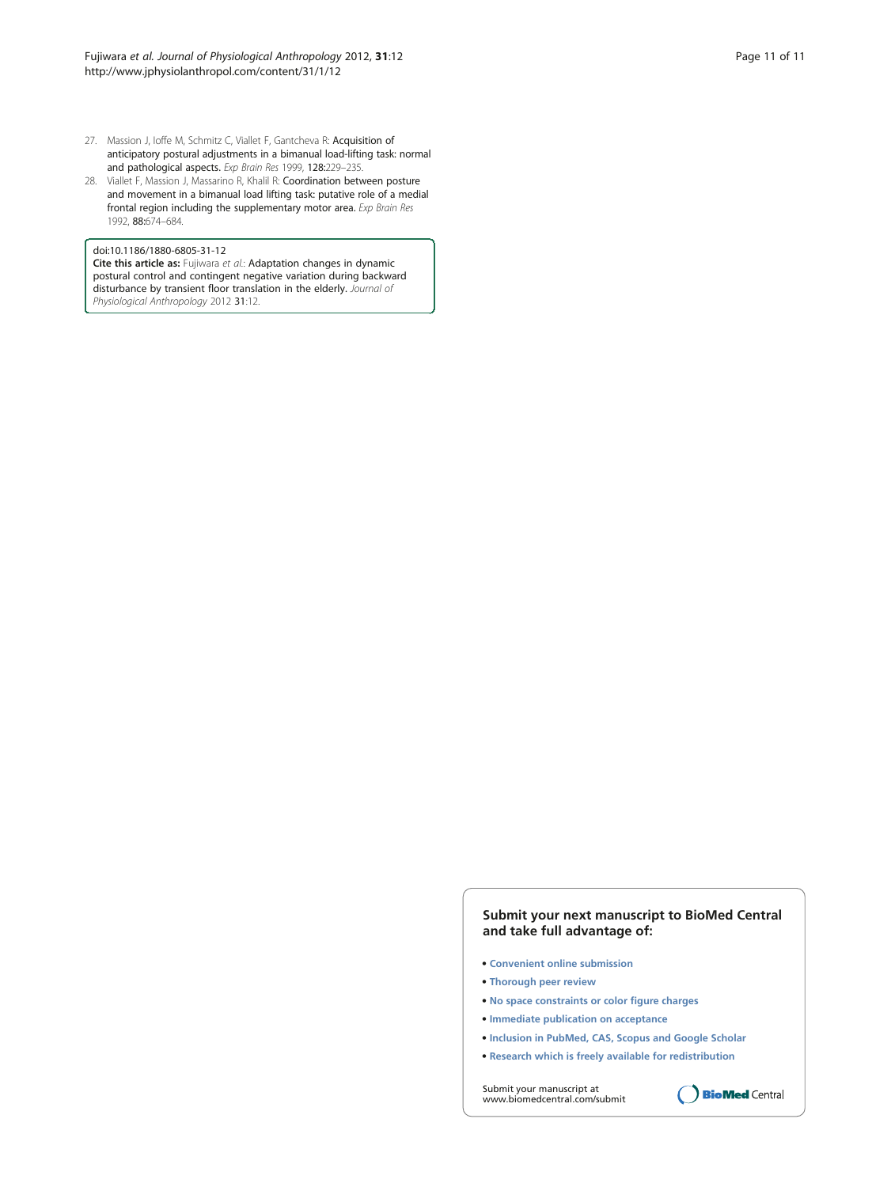27. Massion J, Ioffe M, Schmitz C, Viallet F, Gantcheva R: **Acquisition of anticipatory postural adjustments in a bimanual load-lifting task: normal and pathological aspects.** *Exp Brain Res* 1999, **128:**229–235.
28. Viallet F, Massion J, Massarino R, Khalil R: **Coordination between posture and movement in a bimanual load lifting task: putative role of a medial frontal region including the supplementary motor area.** *Exp Brain Res* 1992, **88:**674–684.

doi:10.1186/1880-6805-31-12
**Cite this article as:** Fujiwara *et al.*: Adaptation changes in dynamic postural control and contingent negative variation during backward disturbance by transient floor translation in the elderly. *Journal of Physiological Anthropology* 2012 **31**:12.

**Submit your next manuscript to BioMed Central and take full advantage of:**

- **Convenient online submission**
- **Thorough peer review**
- **No space constraints or color figure charges**
- **Immediate publication on acceptance**
- **Inclusion in PubMed, CAS, Scopus and Google Scholar**
- **Research which is freely available for redistribution**

Submit your manuscript at www.biomedcentral.com/submit

BioMed Central